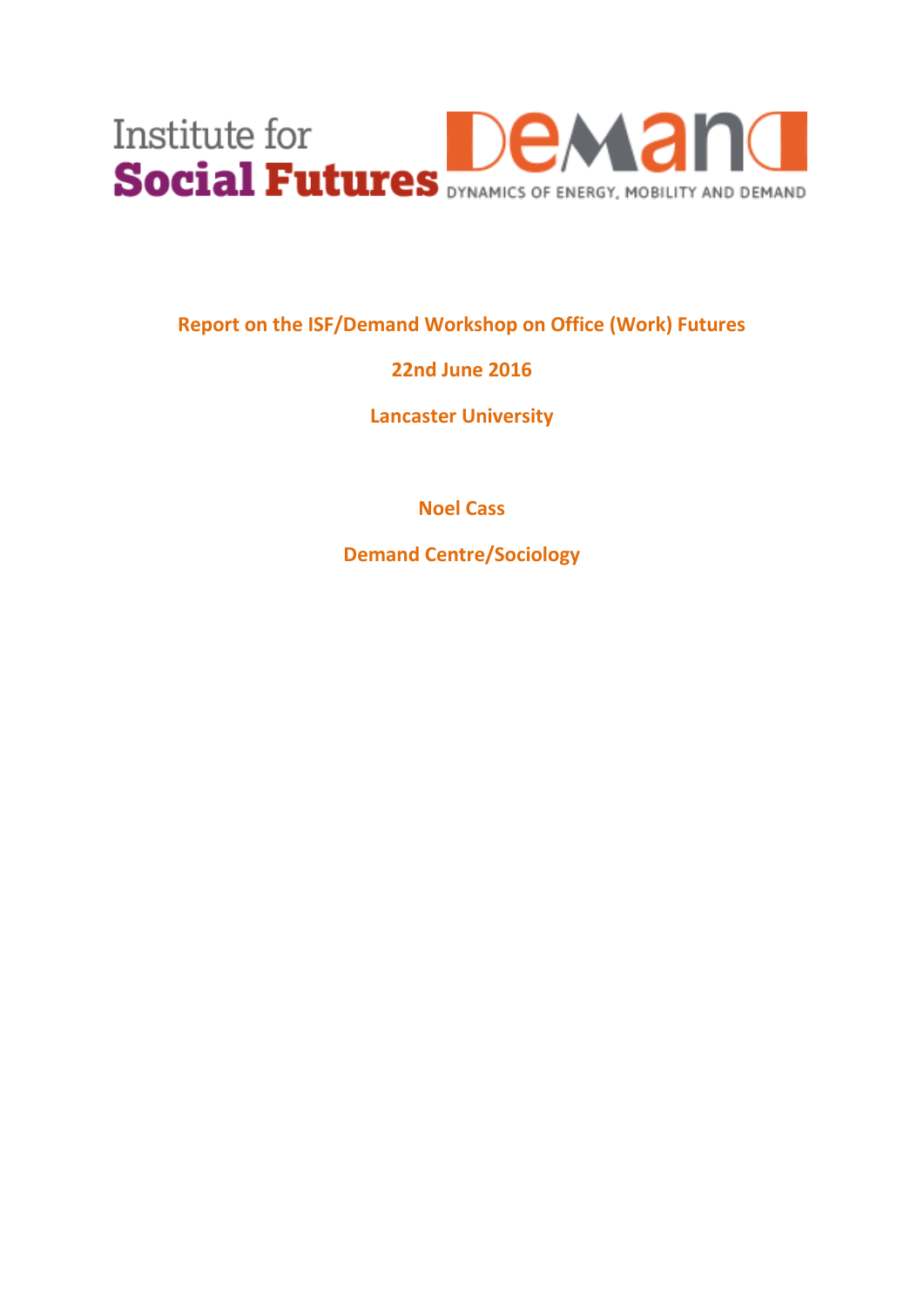Institute for
**Social Futures**

**DEMAND**
DYNAMICS OF ENERGY, MOBILITY AND DEMAND

# Report on the ISF/Demand Workshop on Office (Work) Futures

**22nd June 2016**

**Lancaster University**

**Noel Cass**

**Demand Centre/Sociology**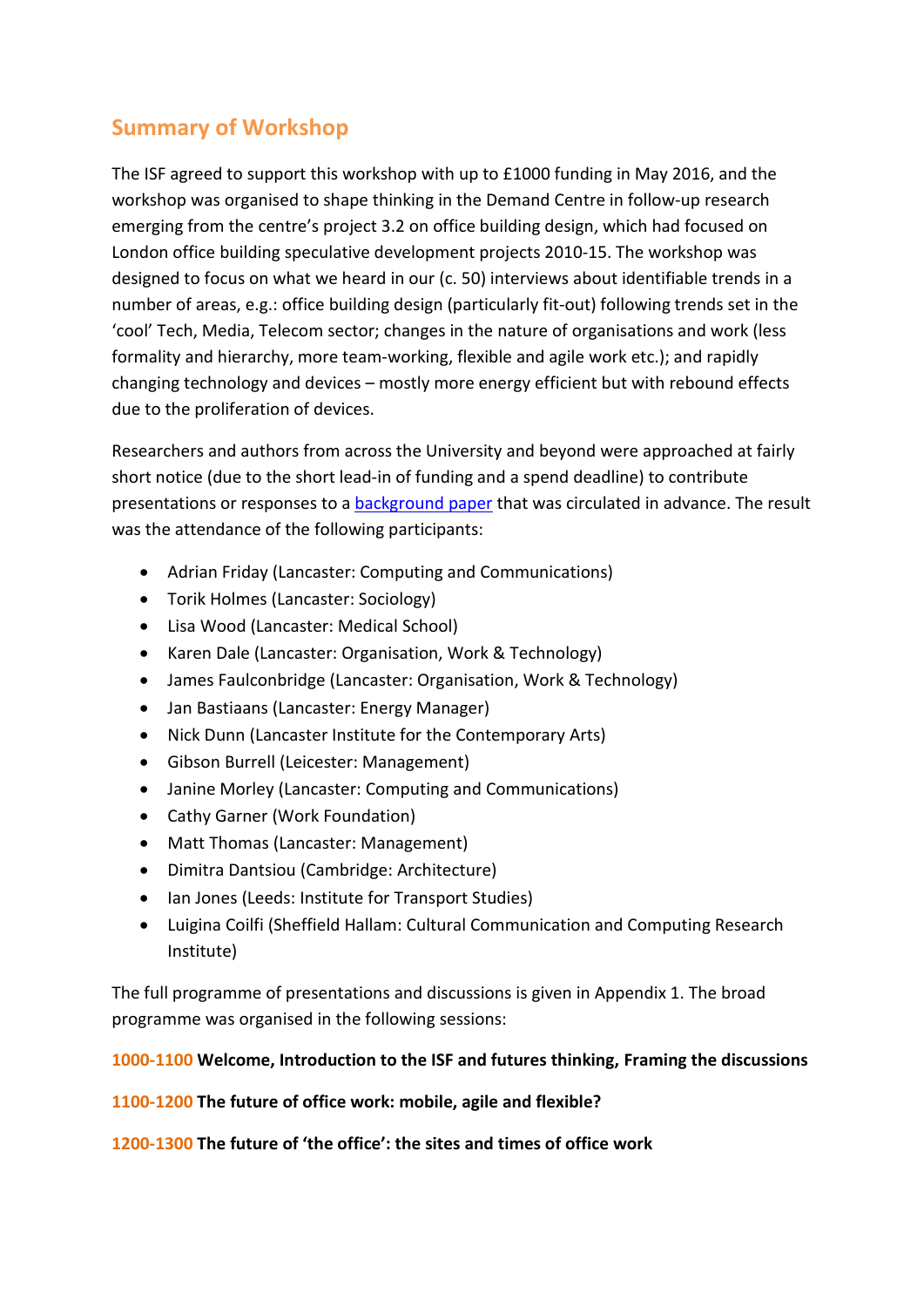## Summary of Workshop

The ISF agreed to support this workshop with up to £1000 funding in May 2016, and the workshop was organised to shape thinking in the Demand Centre in follow-up research emerging from the centre's project 3.2 on office building design, which had focused on London office building speculative development projects 2010-15. The workshop was designed to focus on what we heard in our (c. 50) interviews about identifiable trends in a number of areas, e.g.: office building design (particularly fit-out) following trends set in the 'cool' Tech, Media, Telecom sector; changes in the nature of organisations and work (less formality and hierarchy, more team-working, flexible and agile work etc.); and rapidly changing technology and devices – mostly more energy efficient but with rebound effects due to the proliferation of devices.

Researchers and authors from across the University and beyond were approached at fairly short notice (due to the short lead-in of funding and a spend deadline) to contribute presentations or responses to a background paper that was circulated in advance. The result was the attendance of the following participants:

- Adrian Friday (Lancaster: Computing and Communications)
- Torik Holmes (Lancaster: Sociology)
- Lisa Wood (Lancaster: Medical School)
- Karen Dale (Lancaster: Organisation, Work & Technology)
- James Faulconbridge (Lancaster: Organisation, Work & Technology)
- Jan Bastiaans (Lancaster: Energy Manager)
- Nick Dunn (Lancaster Institute for the Contemporary Arts)
- Gibson Burrell (Leicester: Management)
- Janine Morley (Lancaster: Computing and Communications)
- Cathy Garner (Work Foundation)
- Matt Thomas (Lancaster: Management)
- Dimitra Dantsiou (Cambridge: Architecture)
- Ian Jones (Leeds: Institute for Transport Studies)
- Luigina Coilfi (Sheffield Hallam: Cultural Communication and Computing Research Institute)

The full programme of presentations and discussions is given in Appendix 1. The broad programme was organised in the following sessions:

**1000-1100 Welcome, Introduction to the ISF and futures thinking, Framing the discussions**

**1100-1200 The future of office work: mobile, agile and flexible?**

**1200-1300 The future of 'the office': the sites and times of office work**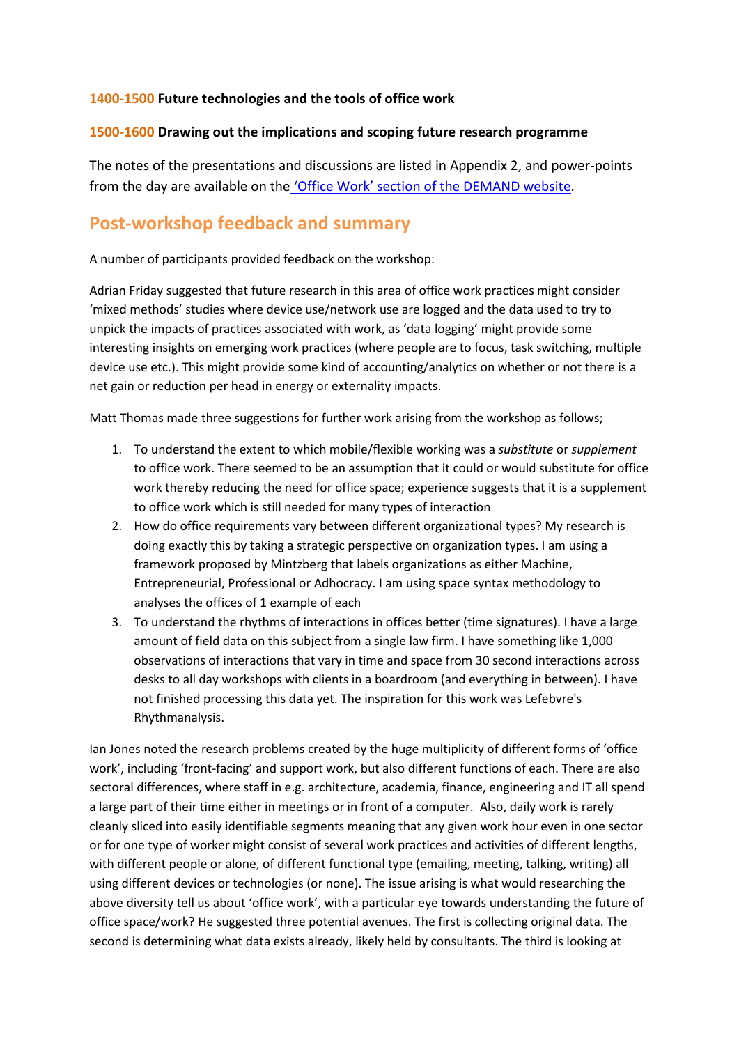**1400-1500 Future technologies and the tools of office work**

**1500-1600 Drawing out the implications and scoping future research programme**

The notes of the presentations and discussions are listed in Appendix 2, and power-points from the day are available on the 'Office Work' section of the DEMAND website.

## Post-workshop feedback and summary

A number of participants provided feedback on the workshop:

Adrian Friday suggested that future research in this area of office work practices might consider 'mixed methods' studies where device use/network use are logged and the data used to try to unpick the impacts of practices associated with work, as 'data logging' might provide some interesting insights on emerging work practices (where people are to focus, task switching, multiple device use etc.). This might provide some kind of accounting/analytics on whether or not there is a net gain or reduction per head in energy or externality impacts.

Matt Thomas made three suggestions for further work arising from the workshop as follows;

1. To understand the extent to which mobile/flexible working was a *substitute* or *supplement* to office work. There seemed to be an assumption that it could or would substitute for office work thereby reducing the need for office space; experience suggests that it is a supplement to office work which is still needed for many types of interaction
2. How do office requirements vary between different organizational types? My research is doing exactly this by taking a strategic perspective on organization types. I am using a framework proposed by Mintzberg that labels organizations as either Machine, Entrepreneurial, Professional or Adhocracy. I am using space syntax methodology to analyses the offices of 1 example of each
3. To understand the rhythms of interactions in offices better (time signatures). I have a large amount of field data on this subject from a single law firm. I have something like 1,000 observations of interactions that vary in time and space from 30 second interactions across desks to all day workshops with clients in a boardroom (and everything in between). I have not finished processing this data yet. The inspiration for this work was Lefebvre's Rhythmanalysis.

Ian Jones noted the research problems created by the huge multiplicity of different forms of 'office work', including 'front-facing' and support work, but also different functions of each. There are also sectoral differences, where staff in e.g. architecture, academia, finance, engineering and IT all spend a large part of their time either in meetings or in front of a computer. Also, daily work is rarely cleanly sliced into easily identifiable segments meaning that any given work hour even in one sector or for one type of worker might consist of several work practices and activities of different lengths, with different people or alone, of different functional type (emailing, meeting, talking, writing) all using different devices or technologies (or none). The issue arising is what would researching the above diversity tell us about 'office work', with a particular eye towards understanding the future of office space/work? He suggested three potential avenues. The first is collecting original data. The second is determining what data exists already, likely held by consultants. The third is looking at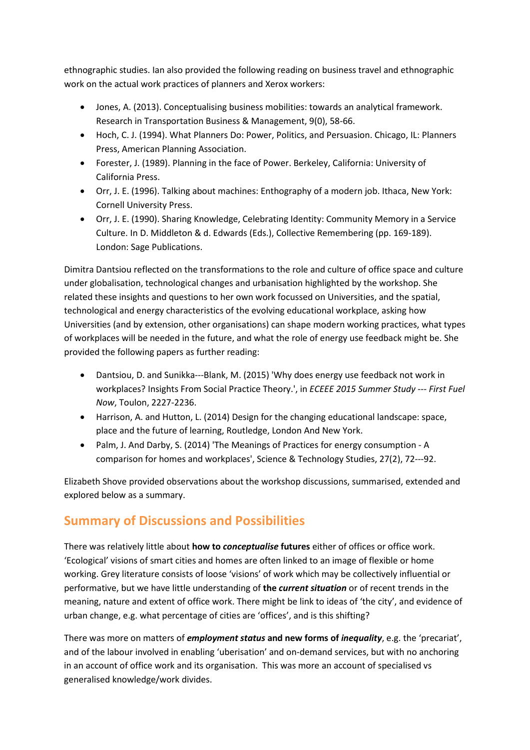ethnographic studies. Ian also provided the following reading on business travel and ethnographic work on the actual work practices of planners and Xerox workers:

- Jones, A. (2013). Conceptualising business mobilities: towards an analytical framework. Research in Transportation Business & Management, 9(0), 58-66.
- Hoch, C. J. (1994). What Planners Do: Power, Politics, and Persuasion. Chicago, IL: Planners Press, American Planning Association.
- Forester, J. (1989). Planning in the face of Power. Berkeley, California: University of California Press.
- Orr, J. E. (1996). Talking about machines: Enthography of a modern job. Ithaca, New York: Cornell University Press.
- Orr, J. E. (1990). Sharing Knowledge, Celebrating Identity: Community Memory in a Service Culture. In D. Middleton & d. Edwards (Eds.), Collective Remembering (pp. 169-189). London: Sage Publications.

Dimitra Dantsiou reflected on the transformations to the role and culture of office space and culture under globalisation, technological changes and urbanisation highlighted by the workshop. She related these insights and questions to her own work focussed on Universities, and the spatial, technological and energy characteristics of the evolving educational workplace, asking how Universities (and by extension, other organisations) can shape modern working practices, what types of workplaces will be needed in the future, and what the role of energy use feedback might be. She provided the following papers as further reading:

- Dantsiou, D. and Sunikka---Blank, M. (2015) 'Why does energy use feedback not work in workplaces? Insights From Social Practice Theory.', in *ECEEE 2015 Summer Study --- First Fuel Now*, Toulon, 2227-2236.
- Harrison, A. and Hutton, L. (2014) Design for the changing educational landscape: space, place and the future of learning, Routledge, London And New York.
- Palm, J. And Darby, S. (2014) 'The Meanings of Practices for energy consumption - A comparison for homes and workplaces', Science & Technology Studies, 27(2), 72---92.

Elizabeth Shove provided observations about the workshop discussions, summarised, extended and explored below as a summary.

## Summary of Discussions and Possibilities

There was relatively little about **how to *conceptualise* futures** either of offices or office work. 'Ecological' visions of smart cities and homes are often linked to an image of flexible or home working. Grey literature consists of loose 'visions' of work which may be collectively influential or performative, but we have little understanding of **the *current situation*** or of recent trends in the meaning, nature and extent of office work. There might be link to ideas of 'the city', and evidence of urban change, e.g. what percentage of cities are 'offices', and is this shifting?

There was more on matters of ***employment status* and new forms of *inequality***, e.g. the 'precariat', and of the labour involved in enabling 'uberisation' and on-demand services, but with no anchoring in an account of office work and its organisation. This was more an account of specialised vs generalised knowledge/work divides.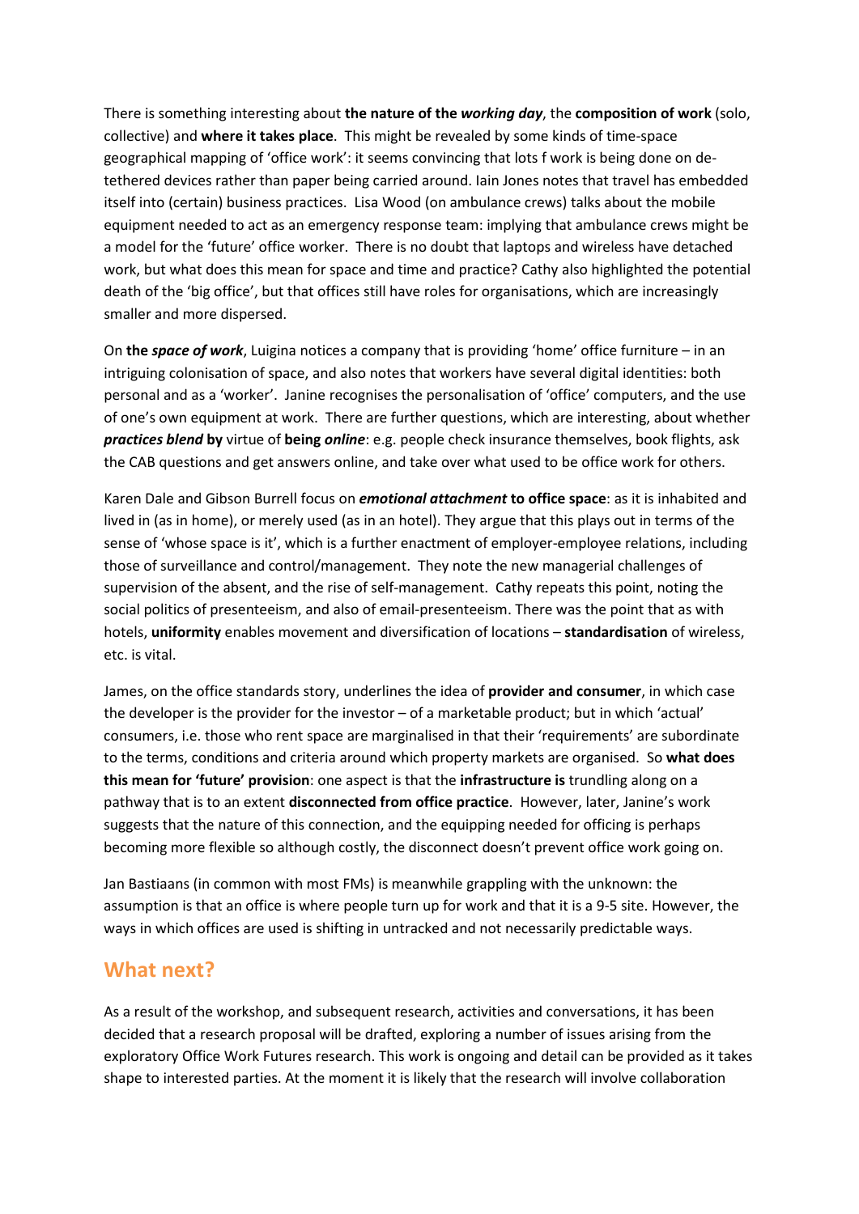There is something interesting about **the nature of the *working day***, the **composition of work** (solo, collective) and **where it takes place**. This might be revealed by some kinds of time-space geographical mapping of 'office work': it seems convincing that lots f work is being done on de-tethered devices rather than paper being carried around. Iain Jones notes that travel has embedded itself into (certain) business practices. Lisa Wood (on ambulance crews) talks about the mobile equipment needed to act as an emergency response team: implying that ambulance crews might be a model for the 'future' office worker. There is no doubt that laptops and wireless have detached work, but what does this mean for space and time and practice? Cathy also highlighted the potential death of the 'big office', but that offices still have roles for organisations, which are increasingly smaller and more dispersed.

On **the *space of work***, Luigina notices a company that is providing 'home' office furniture – in an intriguing colonisation of space, and also notes that workers have several digital identities: both personal and as a 'worker'. Janine recognises the personalisation of 'office' computers, and the use of one's own equipment at work. There are further questions, which are interesting, about whether ***practices blend*** **by** virtue of **being *online***: e.g. people check insurance themselves, book flights, ask the CAB questions and get answers online, and take over what used to be office work for others.

Karen Dale and Gibson Burrell focus on ***emotional attachment*** **to office space**: as it is inhabited and lived in (as in home), or merely used (as in an hotel). They argue that this plays out in terms of the sense of 'whose space is it', which is a further enactment of employer-employee relations, including those of surveillance and control/management. They note the new managerial challenges of supervision of the absent, and the rise of self-management. Cathy repeats this point, noting the social politics of presenteeism, and also of email-presenteeism. There was the point that as with hotels, **uniformity** enables movement and diversification of locations – **standardisation** of wireless, etc. is vital.

James, on the office standards story, underlines the idea of **provider and consumer**, in which case the developer is the provider for the investor – of a marketable product; but in which 'actual' consumers, i.e. those who rent space are marginalised in that their 'requirements' are subordinate to the terms, conditions and criteria around which property markets are organised. So **what does this mean for 'future' provision**: one aspect is that the **infrastructure is** trundling along on a pathway that is to an extent **disconnected from office practice**. However, later, Janine's work suggests that the nature of this connection, and the equipping needed for officing is perhaps becoming more flexible so although costly, the disconnect doesn't prevent office work going on.

Jan Bastiaans (in common with most FMs) is meanwhile grappling with the unknown: the assumption is that an office is where people turn up for work and that it is a 9-5 site. However, the ways in which offices are used is shifting in untracked and not necessarily predictable ways.

## What next?

As a result of the workshop, and subsequent research, activities and conversations, it has been decided that a research proposal will be drafted, exploring a number of issues arising from the exploratory Office Work Futures research. This work is ongoing and detail can be provided as it takes shape to interested parties. At the moment it is likely that the research will involve collaboration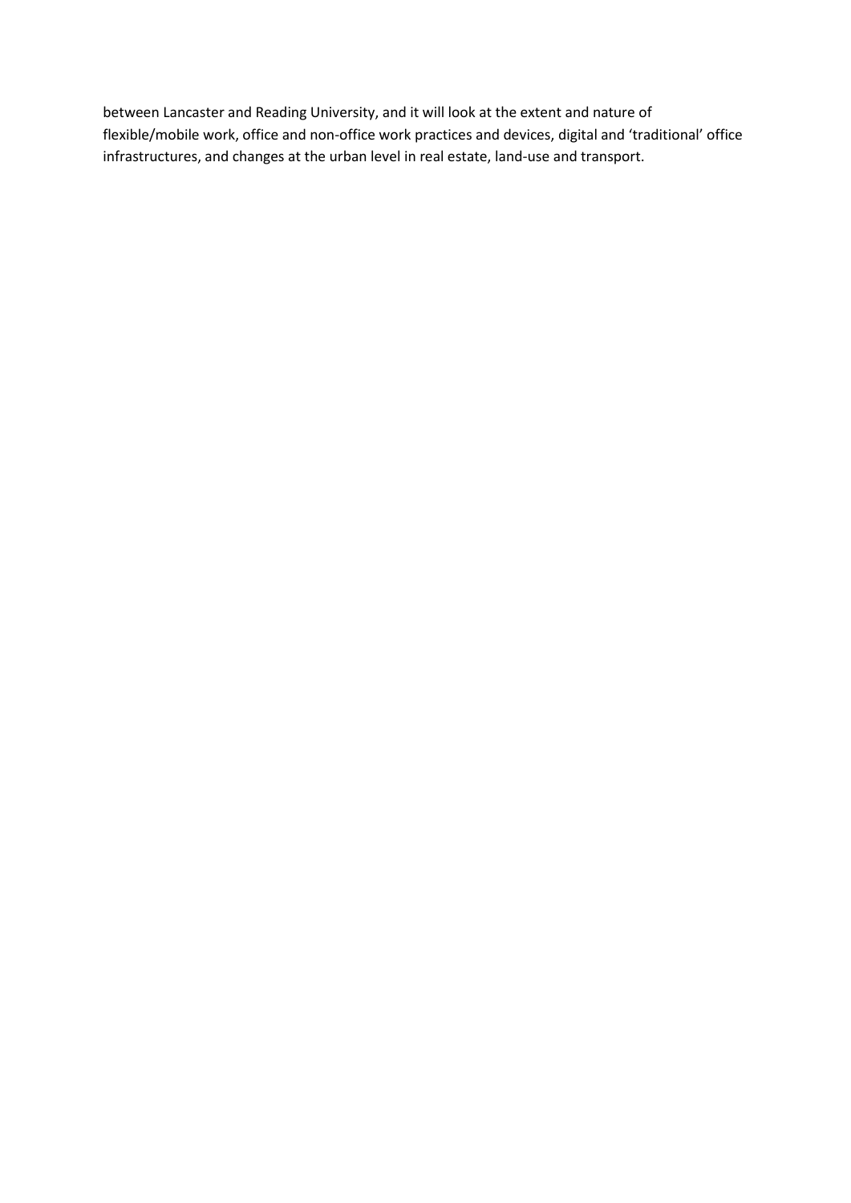between Lancaster and Reading University, and it will look at the extent and nature of flexible/mobile work, office and non-office work practices and devices, digital and 'traditional' office infrastructures, and changes at the urban level in real estate, land-use and transport.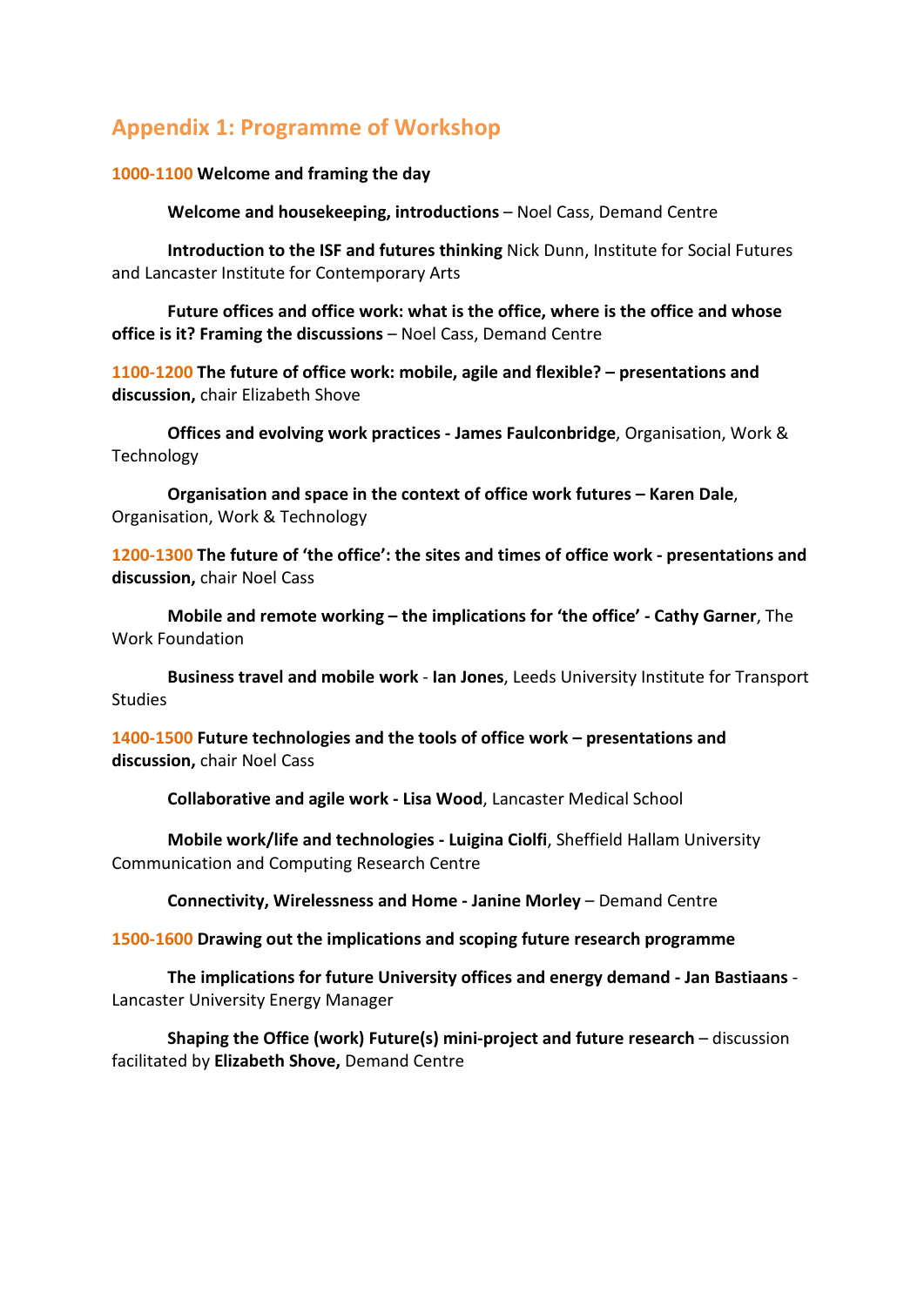## Appendix 1: Programme of Workshop

**1000-1100 Welcome and framing the day**

**Welcome and housekeeping, introductions** – Noel Cass, Demand Centre

**Introduction to the ISF and futures thinking** Nick Dunn, Institute for Social Futures and Lancaster Institute for Contemporary Arts

**Future offices and office work: what is the office, where is the office and whose office is it? Framing the discussions** – Noel Cass, Demand Centre

**1100-1200 The future of office work: mobile, agile and flexible? – presentations and discussion,** chair Elizabeth Shove

**Offices and evolving work practices - James Faulconbridge**, Organisation, Work & Technology

**Organisation and space in the context of office work futures – Karen Dale**, Organisation, Work & Technology

**1200-1300 The future of 'the office': the sites and times of office work - presentations and discussion,** chair Noel Cass

**Mobile and remote working – the implications for 'the office' - Cathy Garner**, The Work Foundation

**Business travel and mobile work** - **Ian Jones**, Leeds University Institute for Transport Studies

**1400-1500 Future technologies and the tools of office work – presentations and discussion,** chair Noel Cass

**Collaborative and agile work - Lisa Wood**, Lancaster Medical School

**Mobile work/life and technologies - Luigina Ciolfi**, Sheffield Hallam University Communication and Computing Research Centre

**Connectivity, Wirelessness and Home - Janine Morley** – Demand Centre

**1500-1600 Drawing out the implications and scoping future research programme**

**The implications for future University offices and energy demand - Jan Bastiaans** - Lancaster University Energy Manager

**Shaping the Office (work) Future(s) mini-project and future research** – discussion facilitated by **Elizabeth Shove,** Demand Centre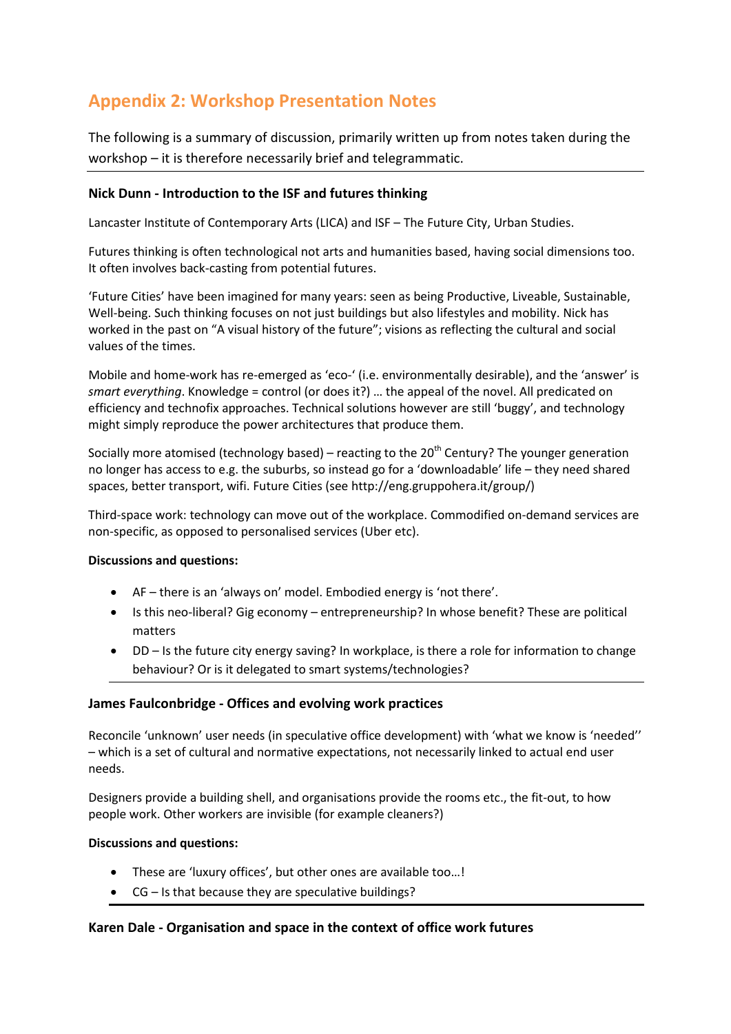## Appendix 2: Workshop Presentation Notes

The following is a summary of discussion, primarily written up from notes taken during the workshop – it is therefore necessarily brief and telegrammatic.

---

**Nick Dunn - Introduction to the ISF and futures thinking**

Lancaster Institute of Contemporary Arts (LICA) and ISF – The Future City, Urban Studies.

Futures thinking is often technological not arts and humanities based, having social dimensions too. It often involves back-casting from potential futures.

'Future Cities' have been imagined for many years: seen as being Productive, Liveable, Sustainable, Well-being. Such thinking focuses on not just buildings but also lifestyles and mobility. Nick has worked in the past on "A visual history of the future"; visions as reflecting the cultural and social values of the times.

Mobile and home-work has re-emerged as 'eco-' (i.e. environmentally desirable), and the 'answer' is *smart everything*. Knowledge = control (or does it?) … the appeal of the novel. All predicated on efficiency and technofix approaches. Technical solutions however are still 'buggy', and technology might simply reproduce the power architectures that produce them.

Socially more atomised (technology based) – reacting to the 20th Century? The younger generation no longer has access to e.g. the suburbs, so instead go for a 'downloadable' life – they need shared spaces, better transport, wifi. Future Cities (see http://eng.gruppohera.it/group/)

Third-space work: technology can move out of the workplace. Commodified on-demand services are non-specific, as opposed to personalised services (Uber etc).

**Discussions and questions:**

- AF – there is an 'always on' model. Embodied energy is 'not there'.
- Is this neo-liberal? Gig economy – entrepreneurship? In whose benefit? These are political matters
- DD – Is the future city energy saving? In workplace, is there a role for information to change behaviour? Or is it delegated to smart systems/technologies?

---

**James Faulconbridge - Offices and evolving work practices**

Reconcile 'unknown' user needs (in speculative office development) with 'what we know is 'needed'' – which is a set of cultural and normative expectations, not necessarily linked to actual end user needs.

Designers provide a building shell, and organisations provide the rooms etc., the fit-out, to how people work. Other workers are invisible (for example cleaners?)

**Discussions and questions:**

- These are 'luxury offices', but other ones are available too…!
- CG – Is that because they are speculative buildings?

---

**Karen Dale - Organisation and space in the context of office work futures**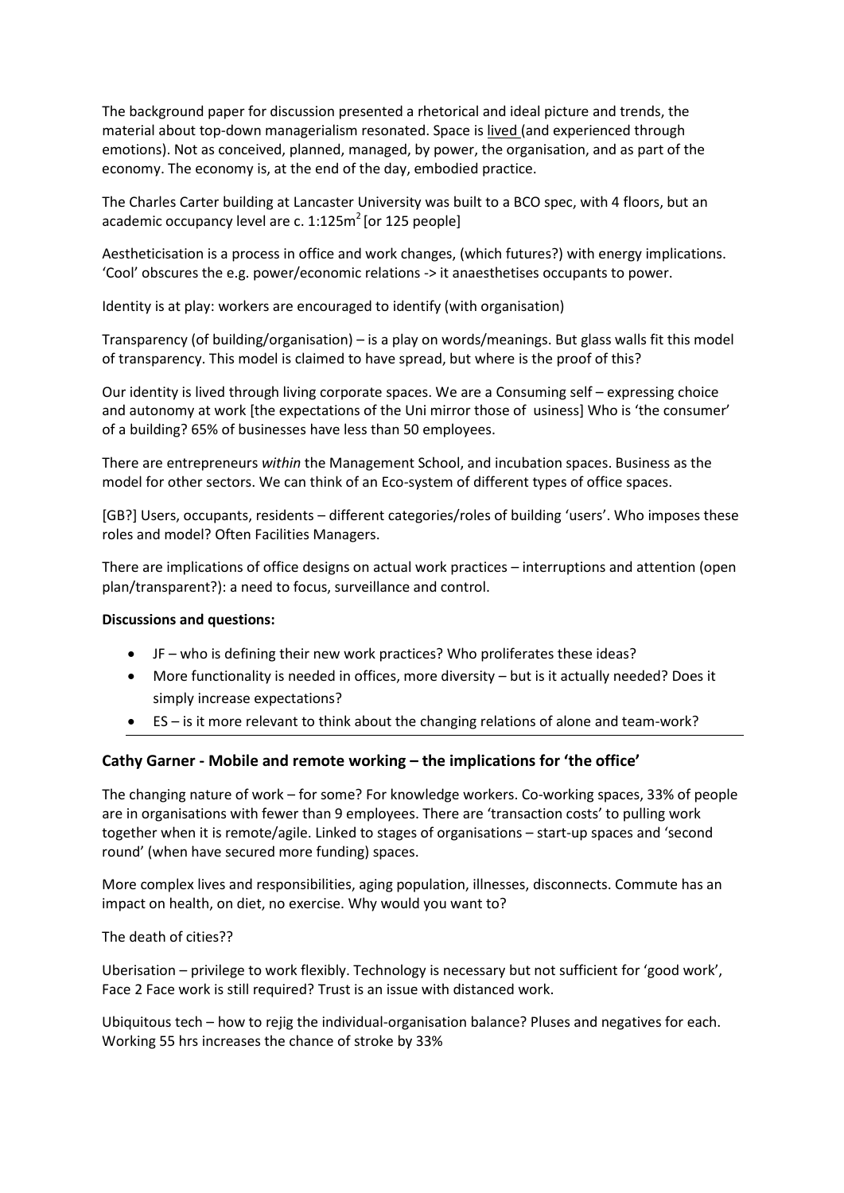The background paper for discussion presented a rhetorical and ideal picture and trends, the material about top-down managerialism resonated. Space is lived (and experienced through emotions). Not as conceived, planned, managed, by power, the organisation, and as part of the economy. The economy is, at the end of the day, embodied practice.

The Charles Carter building at Lancaster University was built to a BCO spec, with 4 floors, but an academic occupancy level are c. 1:125m$^2$ [or 125 people]

Aestheticisation is a process in office and work changes, (which futures?) with energy implications. 'Cool' obscures the e.g. power/economic relations -> it anaesthetises occupants to power.

Identity is at play: workers are encouraged to identify (with organisation)

Transparency (of building/organisation) – is a play on words/meanings. But glass walls fit this model of transparency. This model is claimed to have spread, but where is the proof of this?

Our identity is lived through living corporate spaces. We are a Consuming self – expressing choice and autonomy at work [the expectations of the Uni mirror those of usiness] Who is 'the consumer' of a building? 65% of businesses have less than 50 employees.

There are entrepreneurs *within* the Management School, and incubation spaces. Business as the model for other sectors. We can think of an Eco-system of different types of office spaces.

[GB?] Users, occupants, residents – different categories/roles of building 'users'. Who imposes these roles and model? Often Facilities Managers.

There are implications of office designs on actual work practices – interruptions and attention (open plan/transparent?): a need to focus, surveillance and control.

**Discussions and questions:**

- JF – who is defining their new work practices? Who proliferates these ideas?
- More functionality is needed in offices, more diversity – but is it actually needed? Does it simply increase expectations?
- ES – is it more relevant to think about the changing relations of alone and team-work?

## Cathy Garner - Mobile and remote working – the implications for 'the office'

The changing nature of work – for some? For knowledge workers. Co-working spaces, 33% of people are in organisations with fewer than 9 employees. There are 'transaction costs' to pulling work together when it is remote/agile. Linked to stages of organisations – start-up spaces and 'second round' (when have secured more funding) spaces.

More complex lives and responsibilities, aging population, illnesses, disconnects. Commute has an impact on health, on diet, no exercise. Why would you want to?

The death of cities??

Uberisation – privilege to work flexibly. Technology is necessary but not sufficient for 'good work', Face 2 Face work is still required? Trust is an issue with distanced work.

Ubiquitous tech – how to rejig the individual-organisation balance? Pluses and negatives for each. Working 55 hrs increases the chance of stroke by 33%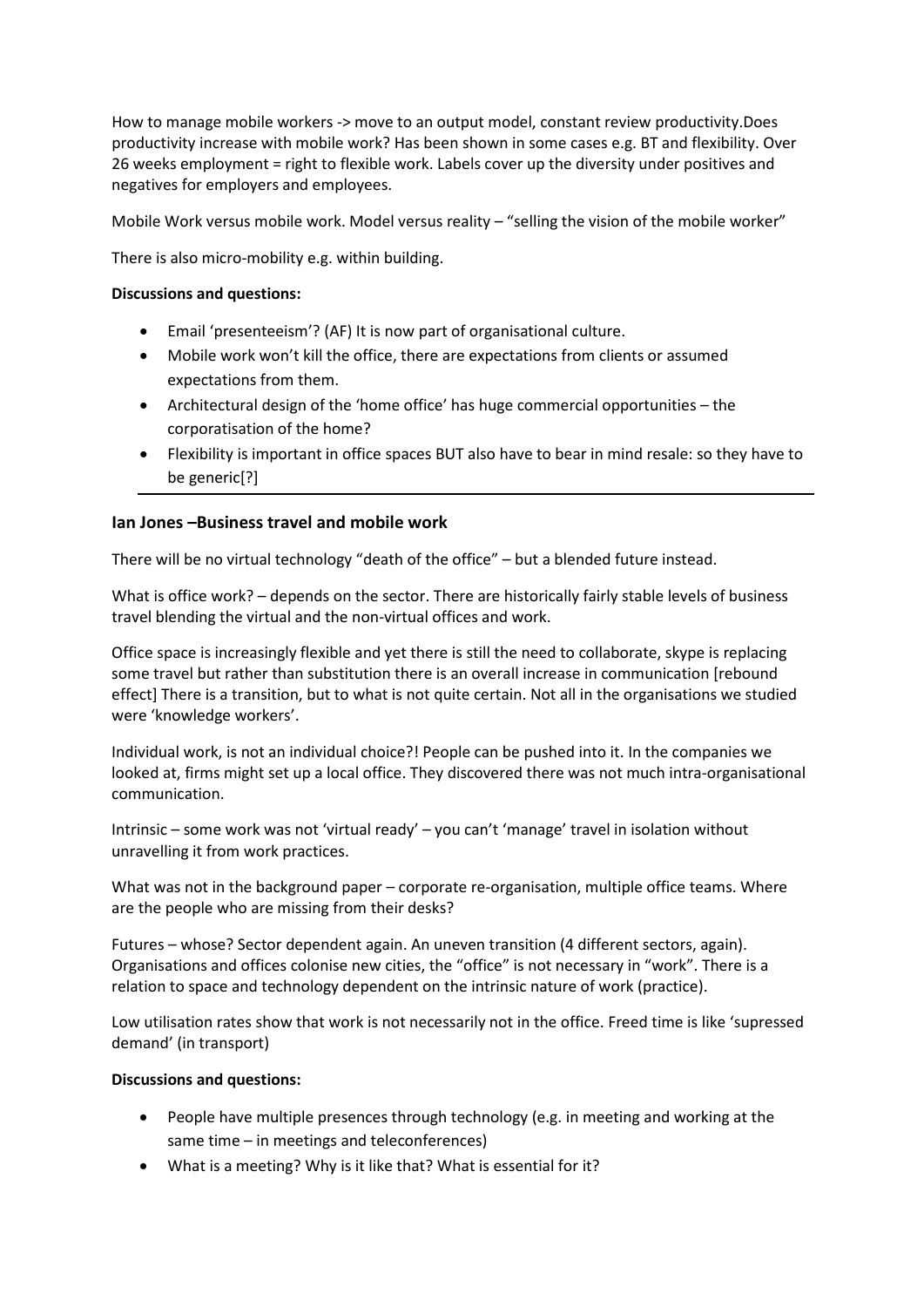How to manage mobile workers -> move to an output model, constant review productivity.Does productivity increase with mobile work? Has been shown in some cases e.g. BT and flexibility. Over 26 weeks employment = right to flexible work. Labels cover up the diversity under positives and negatives for employers and employees.

Mobile Work versus mobile work. Model versus reality – "selling the vision of the mobile worker"

There is also micro-mobility e.g. within building.

**Discussions and questions:**

- Email 'presenteeism'? (AF) It is now part of organisational culture.
- Mobile work won't kill the office, there are expectations from clients or assumed expectations from them.
- Architectural design of the 'home office' has huge commercial opportunities – the corporatisation of the home?
- Flexibility is important in office spaces BUT also have to bear in mind resale: so they have to be generic[?]

---

### Ian Jones –Business travel and mobile work

There will be no virtual technology "death of the office" – but a blended future instead.

What is office work? – depends on the sector. There are historically fairly stable levels of business travel blending the virtual and the non-virtual offices and work.

Office space is increasingly flexible and yet there is still the need to collaborate, skype is replacing some travel but rather than substitution there is an overall increase in communication [rebound effect] There is a transition, but to what is not quite certain. Not all in the organisations we studied were 'knowledge workers'.

Individual work, is not an individual choice?! People can be pushed into it. In the companies we looked at, firms might set up a local office. They discovered there was not much intra-organisational communication.

Intrinsic – some work was not 'virtual ready' – you can't 'manage' travel in isolation without unravelling it from work practices.

What was not in the background paper – corporate re-organisation, multiple office teams. Where are the people who are missing from their desks?

Futures – whose? Sector dependent again. An uneven transition (4 different sectors, again). Organisations and offices colonise new cities, the "office" is not necessary in "work". There is a relation to space and technology dependent on the intrinsic nature of work (practice).

Low utilisation rates show that work is not necessarily not in the office. Freed time is like 'supressed demand' (in transport)

**Discussions and questions:**

- People have multiple presences through technology (e.g. in meeting and working at the same time – in meetings and teleconferences)
- What is a meeting? Why is it like that? What is essential for it?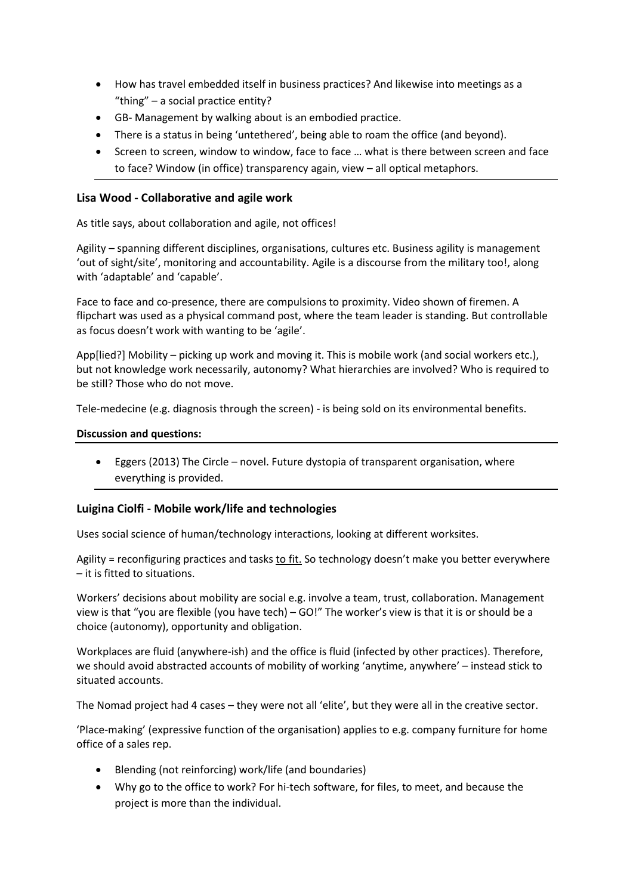- How has travel embedded itself in business practices? And likewise into meetings as a "thing" – a social practice entity?
- GB- Management by walking about is an embodied practice.
- There is a status in being 'untethered', being able to roam the office (and beyond).
- Screen to screen, window to window, face to face … what is there between screen and face to face? Window (in office) transparency again, view – all optical metaphors.

### Lisa Wood - Collaborative and agile work

As title says, about collaboration and agile, not offices!

Agility – spanning different disciplines, organisations, cultures etc. Business agility is management 'out of sight/site', monitoring and accountability. Agile is a discourse from the military too!, along with 'adaptable' and 'capable'.

Face to face and co-presence, there are compulsions to proximity. Video shown of firemen. A flipchart was used as a physical command post, where the team leader is standing. But controllable as focus doesn't work with wanting to be 'agile'.

App[lied?] Mobility – picking up work and moving it. This is mobile work (and social workers etc.), but not knowledge work necessarily, autonomy? What hierarchies are involved? Who is required to be still? Those who do not move.

Tele-medecine (e.g. diagnosis through the screen) - is being sold on its environmental benefits.

**Discussion and questions:**

- Eggers (2013) The Circle – novel. Future dystopia of transparent organisation, where everything is provided.

### Luigina Ciolfi - Mobile work/life and technologies

Uses social science of human/technology interactions, looking at different worksites.

Agility = reconfiguring practices and tasks <u>to fit.</u> So technology doesn't make you better everywhere – it is fitted to situations.

Workers' decisions about mobility are social e.g. involve a team, trust, collaboration. Management view is that "you are flexible (you have tech) – GO!" The worker's view is that it is or should be a choice (autonomy), opportunity and obligation.

Workplaces are fluid (anywhere-ish) and the office is fluid (infected by other practices). Therefore, we should avoid abstracted accounts of mobility of working 'anytime, anywhere' – instead stick to situated accounts.

The Nomad project had 4 cases – they were not all 'elite', but they were all in the creative sector.

'Place-making' (expressive function of the organisation) applies to e.g. company furniture for home office of a sales rep.

- Blending (not reinforcing) work/life (and boundaries)
- Why go to the office to work? For hi-tech software, for files, to meet, and because the project is more than the individual.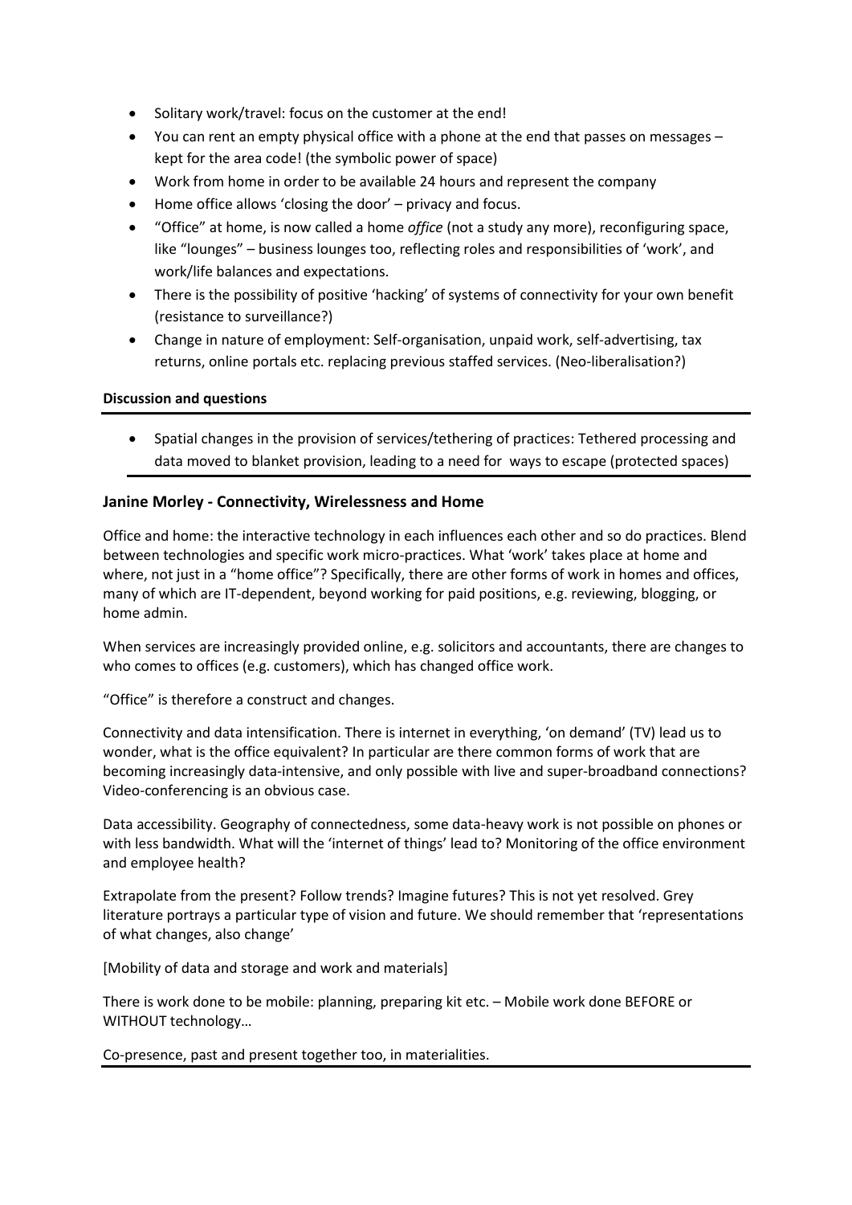- Solitary work/travel: focus on the customer at the end!
- You can rent an empty physical office with a phone at the end that passes on messages – kept for the area code! (the symbolic power of space)
- Work from home in order to be available 24 hours and represent the company
- Home office allows 'closing the door' – privacy and focus.
- "Office" at home, is now called a home *office* (not a study any more), reconfiguring space, like "lounges" – business lounges too, reflecting roles and responsibilities of 'work', and work/life balances and expectations.
- There is the possibility of positive 'hacking' of systems of connectivity for your own benefit (resistance to surveillance?)
- Change in nature of employment: Self-organisation, unpaid work, self-advertising, tax returns, online portals etc. replacing previous staffed services. (Neo-liberalisation?)

**Discussion and questions**

- Spatial changes in the provision of services/tethering of practices: Tethered processing and data moved to blanket provision, leading to a need for ways to escape (protected spaces)

### Janine Morley - Connectivity, Wirelessness and Home

Office and home: the interactive technology in each influences each other and so do practices. Blend between technologies and specific work micro-practices. What 'work' takes place at home and where, not just in a "home office"? Specifically, there are other forms of work in homes and offices, many of which are IT-dependent, beyond working for paid positions, e.g. reviewing, blogging, or home admin.

When services are increasingly provided online, e.g. solicitors and accountants, there are changes to who comes to offices (e.g. customers), which has changed office work.

"Office" is therefore a construct and changes.

Connectivity and data intensification. There is internet in everything, 'on demand' (TV) lead us to wonder, what is the office equivalent? In particular are there common forms of work that are becoming increasingly data-intensive, and only possible with live and super-broadband connections? Video-conferencing is an obvious case.

Data accessibility. Geography of connectedness, some data-heavy work is not possible on phones or with less bandwidth. What will the 'internet of things' lead to? Monitoring of the office environment and employee health?

Extrapolate from the present? Follow trends? Imagine futures? This is not yet resolved. Grey literature portrays a particular type of vision and future. We should remember that 'representations of what changes, also change'

[Mobility of data and storage and work and materials]

There is work done to be mobile: planning, preparing kit etc. – Mobile work done BEFORE or WITHOUT technology…

Co-presence, past and present together too, in materialities.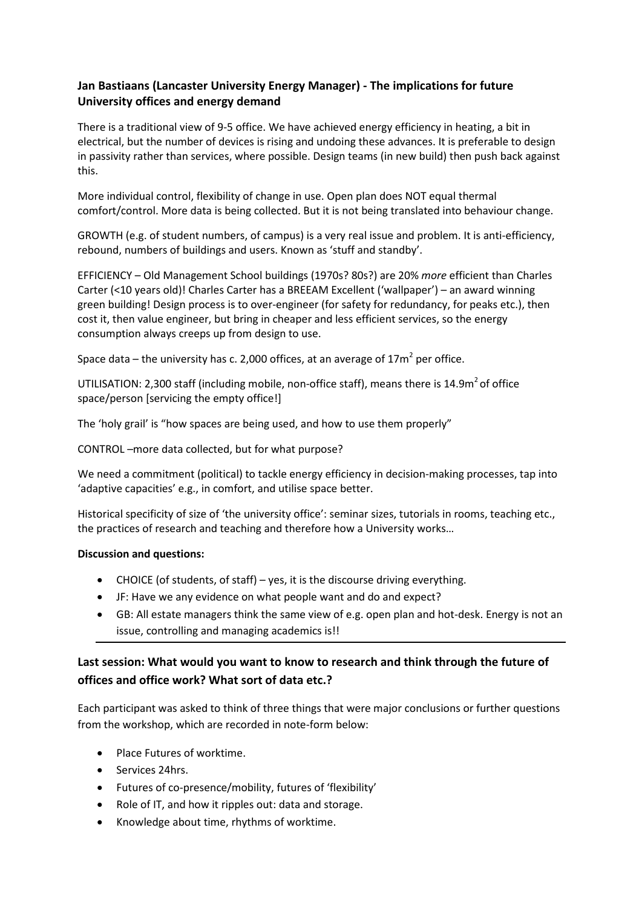### Jan Bastiaans (Lancaster University Energy Manager) - The implications for future University offices and energy demand

There is a traditional view of 9-5 office. We have achieved energy efficiency in heating, a bit in electrical, but the number of devices is rising and undoing these advances. It is preferable to design in passivity rather than services, where possible. Design teams (in new build) then push back against this.

More individual control, flexibility of change in use. Open plan does NOT equal thermal comfort/control. More data is being collected. But it is not being translated into behaviour change.

GROWTH (e.g. of student numbers, of campus) is a very real issue and problem. It is anti-efficiency, rebound, numbers of buildings and users. Known as 'stuff and standby'.

EFFICIENCY – Old Management School buildings (1970s? 80s?) are 20% *more* efficient than Charles Carter (<10 years old)! Charles Carter has a BREEAM Excellent ('wallpaper') – an award winning green building! Design process is to over-engineer (for safety for redundancy, for peaks etc.), then cost it, then value engineer, but bring in cheaper and less efficient services, so the energy consumption always creeps up from design to use.

Space data – the university has c. 2,000 offices, at an average of 17m$^2$ per office.

UTILISATION: 2,300 staff (including mobile, non-office staff), means there is 14.9m$^2$ of office space/person [servicing the empty office!]

The 'holy grail' is "how spaces are being used, and how to use them properly"

CONTROL –more data collected, but for what purpose?

We need a commitment (political) to tackle energy efficiency in decision-making processes, tap into 'adaptive capacities' e.g., in comfort, and utilise space better.

Historical specificity of size of 'the university office': seminar sizes, tutorials in rooms, teaching etc., the practices of research and teaching and therefore how a University works…

**Discussion and questions:**

- CHOICE (of students, of staff) – yes, it is the discourse driving everything.
- JF: Have we any evidence on what people want and do and expect?
- GB: All estate managers think the same view of e.g. open plan and hot-desk. Energy is not an issue, controlling and managing academics is!!

### Last session: What would you want to know to research and think through the future of offices and office work? What sort of data etc.?

Each participant was asked to think of three things that were major conclusions or further questions from the workshop, which are recorded in note-form below:

- Place Futures of worktime.
- Services 24hrs.
- Futures of co-presence/mobility, futures of 'flexibility'
- Role of IT, and how it ripples out: data and storage.
- Knowledge about time, rhythms of worktime.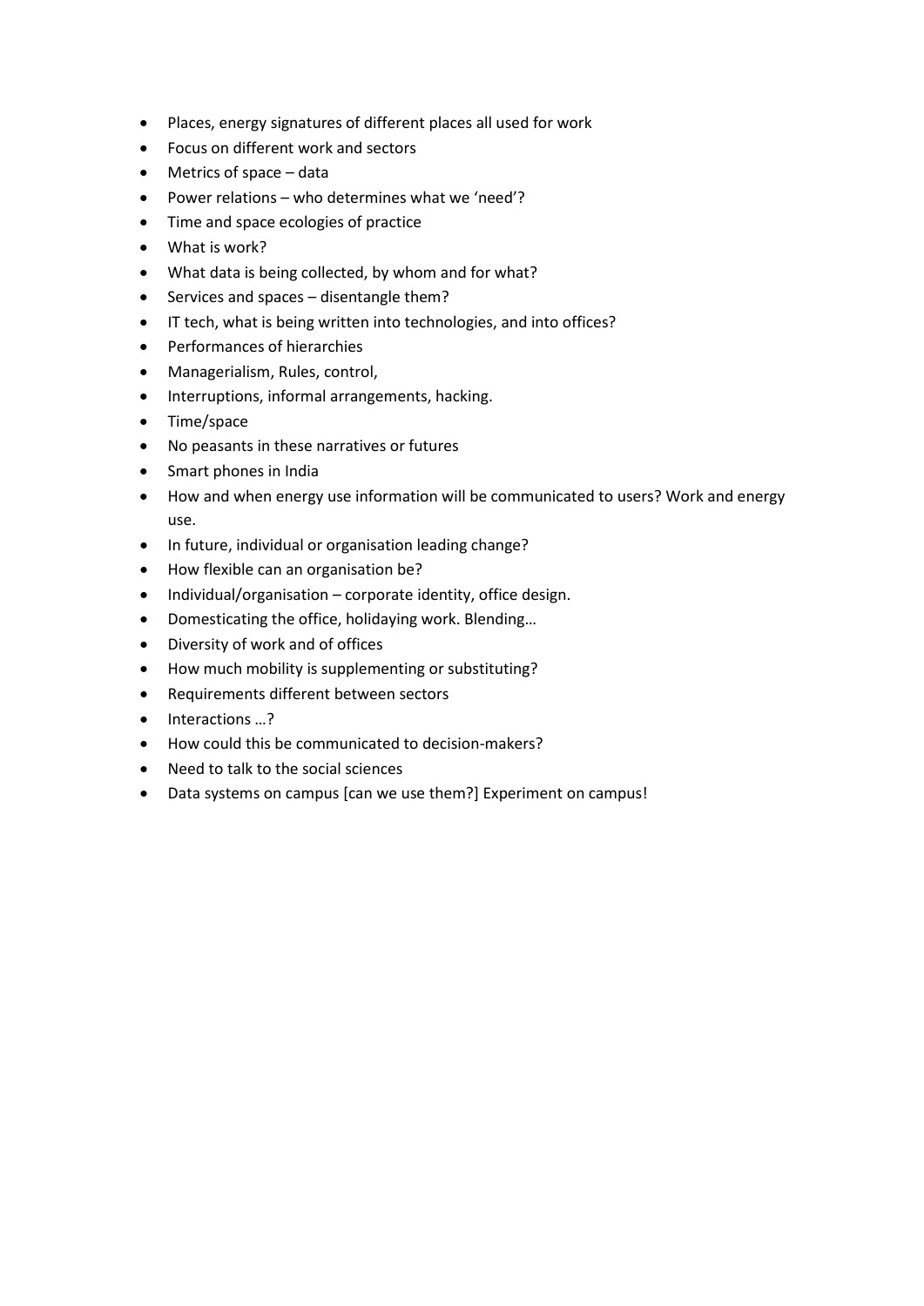- Places, energy signatures of different places all used for work
- Focus on different work and sectors
- Metrics of space – data
- Power relations – who determines what we 'need'?
- Time and space ecologies of practice
- What is work?
- What data is being collected, by whom and for what?
- Services and spaces – disentangle them?
- IT tech, what is being written into technologies, and into offices?
- Performances of hierarchies
- Managerialism, Rules, control,
- Interruptions, informal arrangements, hacking.
- Time/space
- No peasants in these narratives or futures
- Smart phones in India
- How and when energy use information will be communicated to users? Work and energy use.
- In future, individual or organisation leading change?
- How flexible can an organisation be?
- Individual/organisation – corporate identity, office design.
- Domesticating the office, holidaying work. Blending…
- Diversity of work and of offices
- How much mobility is supplementing or substituting?
- Requirements different between sectors
- Interactions …?
- How could this be communicated to decision-makers?
- Need to talk to the social sciences
- Data systems on campus [can we use them?] Experiment on campus!